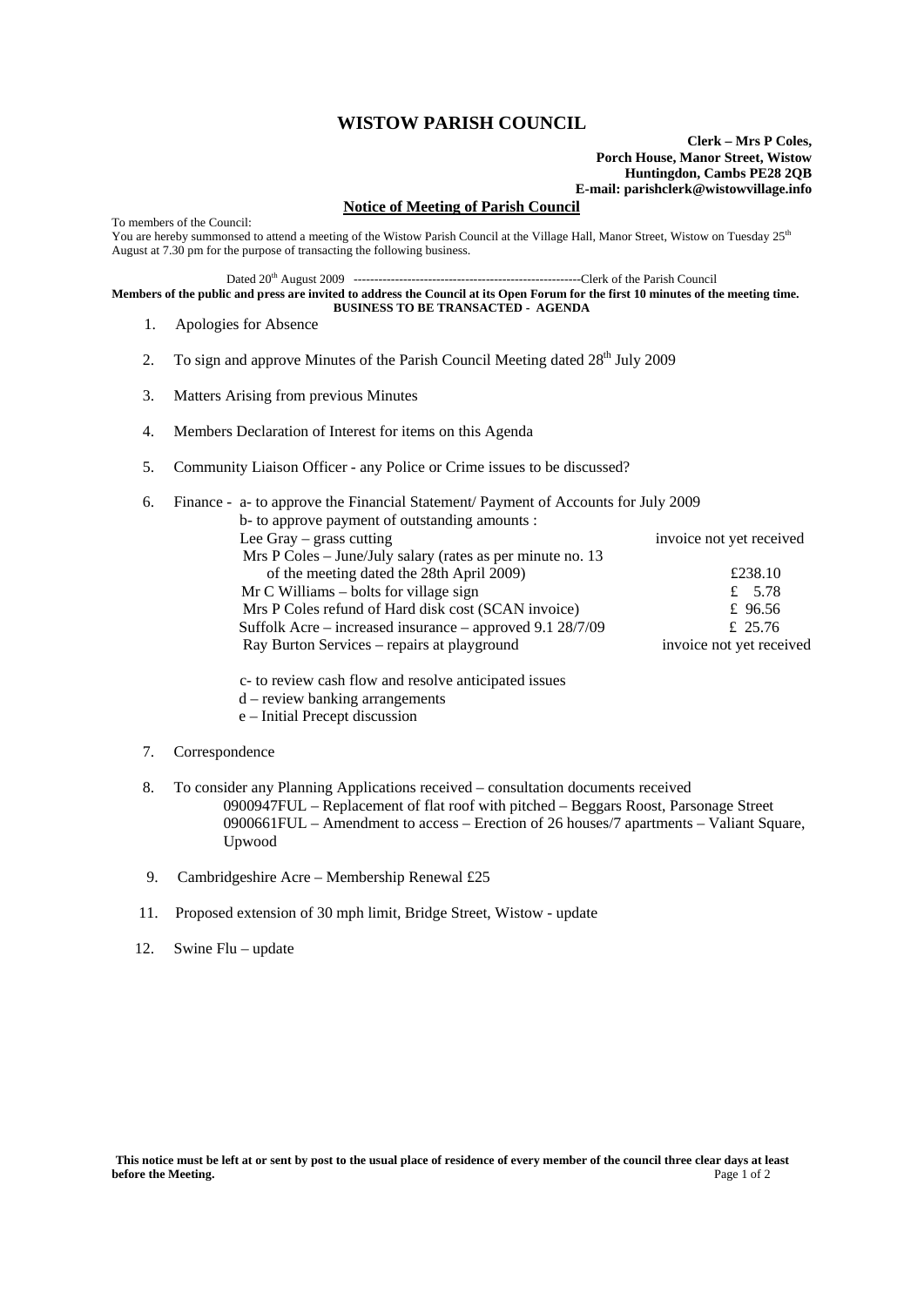# WISTOW PARISH COUNCIL

**Clerk – Mrs P Coles,**
**Porch House, Manor Street, Wistow**
**Huntingdon, Cambs PE28 2QB**
**E-mail: parishclerk@wistowvillage.info**

## Notice of Meeting of Parish Council

To members of the Council:
You are hereby summonsed to attend a meeting of the Wistow Parish Council at the Village Hall, Manor Street, Wistow on Tuesday 25th August at 7.30 pm for the purpose of transacting the following business.

Dated 20th August 2009 --------------------------------------------------------Clerk of the Parish Council

**Members of the public and press are invited to address the Council at its Open Forum for the first 10 minutes of the meeting time.**

**BUSINESS TO BE TRANSACTED - AGENDA**

1. Apologies for Absence
2. To sign and approve Minutes of the Parish Council Meeting dated 28th July 2009
3. Matters Arising from previous Minutes
4. Members Declaration of Interest for items on this Agenda
5. Community Liaison Officer - any Police or Crime issues to be discussed?
6. Finance - a- to approve the Financial Statement/ Payment of Accounts for July 2009
   b- to approve payment of outstanding amounts :

| | |
|---|---|
| Lee Gray – grass cutting | invoice not yet received |
| Mrs P Coles – June/July salary (rates as per minute no. 13 of the meeting dated the 28th April 2009) | £238.10 |
| Mr C Williams – bolts for village sign | £ 5.78 |
| Mrs P Coles refund of Hard disk cost (SCAN invoice) | £ 96.56 |
| Suffolk Acre – increased insurance – approved 9.1 28/7/09 | £ 25.76 |
| Ray Burton Services – repairs at playground | invoice not yet received |

   c- to review cash flow and resolve anticipated issues
   d – review banking arrangements
   e – Initial Precept discussion

7. Correspondence
8. To consider any Planning Applications received – consultation documents received
   0900947FUL – Replacement of flat roof with pitched – Beggars Roost, Parsonage Street
   0900661FUL – Amendment to access – Erection of 26 houses/7 apartments – Valiant Square, Upwood
9. Cambridgeshire Acre – Membership Renewal £25

11. Proposed extension of 30 mph limit, Bridge Street, Wistow - update
12. Swine Flu – update

**This notice must be left at or sent by post to the usual place of residence of every member of the council three clear days at least before the Meeting.**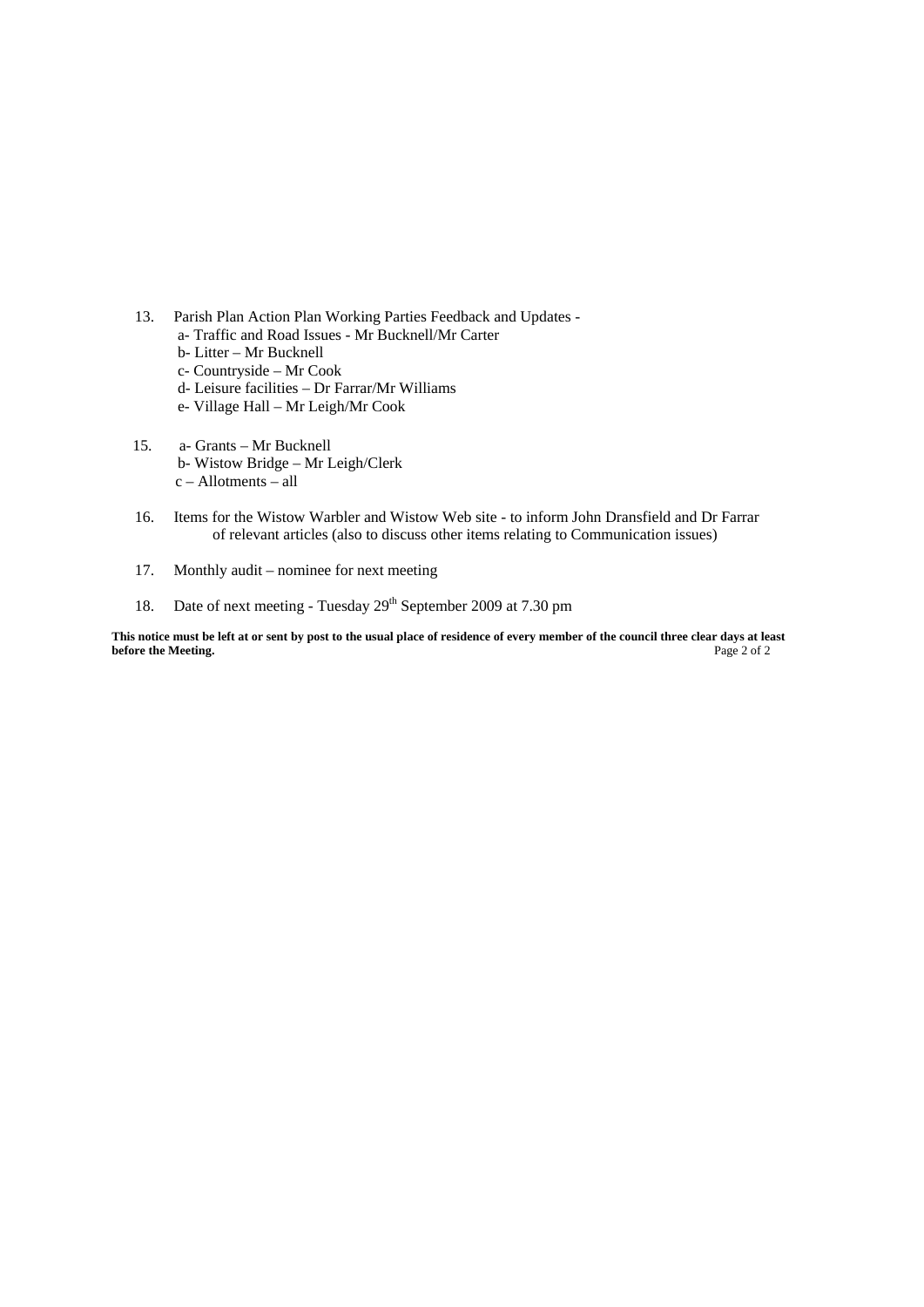13. Parish Plan Action Plan Working Parties Feedback and Updates -
    - a- Traffic and Road Issues - Mr Bucknell/Mr Carter
    - b- Litter – Mr Bucknell
    - c- Countryside – Mr Cook
    - d- Leisure facilities – Dr Farrar/Mr Williams
    - e- Village Hall – Mr Leigh/Mr Cook

15. a- Grants – Mr Bucknell
    - b- Wistow Bridge – Mr Leigh/Clerk
    - c – Allotments – all

16. Items for the Wistow Warbler and Wistow Web site - to inform John Dransfield and Dr Farrar of relevant articles (also to discuss other items relating to Communication issues)

17. Monthly audit – nominee for next meeting

18. Date of next meeting - Tuesday 29th September 2009 at 7.30 pm

**This notice must be left at or sent by post to the usual place of residence of every member of the council three clear days at least before the Meeting.**